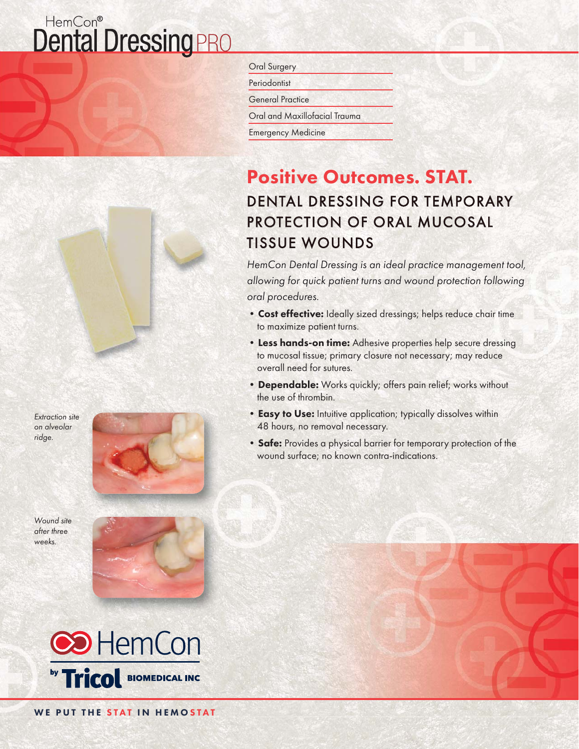# HemCon® Dental Dressing PRO

- Oral Surgery
- Periodontist
- General Practice
- Oral and Maxillofacial Trauma
- Emergency Medicine

## Positive Outcomes. STAT.

### DENTAL DRESSING FOR TEMPORARY PROTECTION OF ORAL MUCOSAL TISSUE WOUNDS

*HemCon Dental Dressing is an ideal practice management tool, allowing for quick patient turns and wound protection following oral procedures.*

- **Cost effective:** Ideally sized dressings; helps reduce chair time to maximize patient turns.
- **Less hands-on time:** Adhesive properties help secure dressing to mucosal tissue; primary closure not necessary; may reduce overall need for sutures.
- **Dependable:** Works quickly; offers pain relief; works without the use of thrombin.
- **Easy to Use:** Intuitive application; typically dissolves within 48 hours, no removal necessary.
- **Safe:** Provides a physical barrier for temporary protection of the wound surface; no known contra-indications.

*Extraction site on alveolar ridge.*

*Wound site after three weeks.*

HemCon by Tricol BIOMEDICAL INC

WE PUT THE STAT IN HEMOSTAT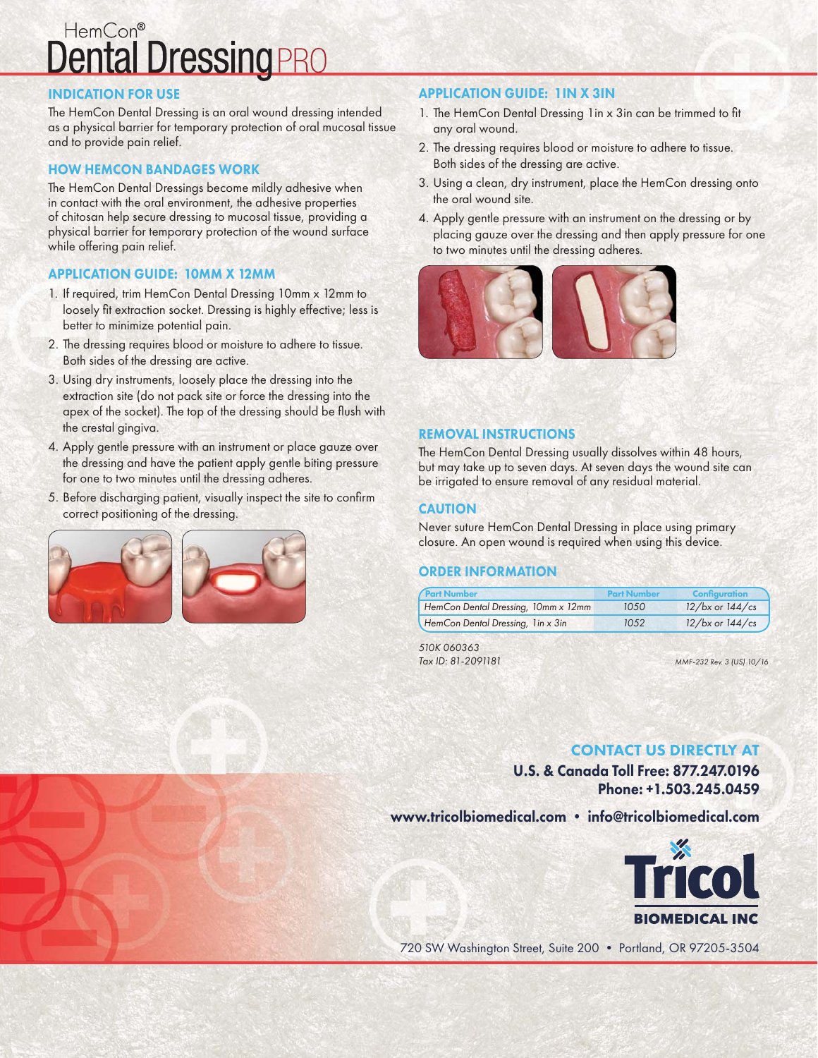HemCon®

# Dental Dressing PRO

## INDICATION FOR USE

The HemCon Dental Dressing is an oral wound dressing intended as a physical barrier for temporary protection of oral mucosal tissue and to provide pain relief.

## HOW HEMCON BANDAGES WORK

The HemCon Dental Dressings become mildly adhesive when in contact with the oral environment, the adhesive properties of chitosan help secure dressing to mucosal tissue, providing a physical barrier for temporary protection of the wound surface while offering pain relief.

## APPLICATION GUIDE: 10MM X 12MM

1. If required, trim HemCon Dental Dressing 10mm x 12mm to loosely fit extraction socket. Dressing is highly effective; less is better to minimize potential pain.
2. The dressing requires blood or moisture to adhere to tissue. Both sides of the dressing are active.
3. Using dry instruments, loosely place the dressing into the extraction site (do not pack site or force the dressing into the apex of the socket). The top of the dressing should be flush with the crestal gingiva.
4. Apply gentle pressure with an instrument or place gauze over the dressing and have the patient apply gentle biting pressure for one to two minutes until the dressing adheres.
5. Before discharging patient, visually inspect the site to confirm correct positioning of the dressing.

## APPLICATION GUIDE: 1IN X 3IN

1. The HemCon Dental Dressing 1in x 3in can be trimmed to fit any oral wound.
2. The dressing requires blood or moisture to adhere to tissue. Both sides of the dressing are active.
3. Using a clean, dry instrument, place the HemCon dressing onto the oral wound site.
4. Apply gentle pressure with an instrument on the dressing or by placing gauze over the dressing and then apply pressure for one to two minutes until the dressing adheres.

## REMOVAL INSTRUCTIONS

The HemCon Dental Dressing usually dissolves within 48 hours, but may take up to seven days. At seven days the wound site can be irrigated to ensure removal of any residual material.

## CAUTION

Never suture HemCon Dental Dressing in place using primary closure. An open wound is required when using this device.

## ORDER INFORMATION

| Part Number | Part Number | Configuration |
|---|---|---|
| *HemCon Dental Dressing, 10mm x 12mm* | *1050* | *12/bx or 144/cs* |
| *HemCon Dental Dressing, 1in x 3in* | *1052* | *12/bx or 144/cs* |

*510K 060363*
*Tax ID: 81-2091181*

*MMF-232 Rev. 3 (US) 10/16*

**CONTACT US DIRECTLY AT**
**U.S. & Canada Toll Free: 877.247.0196**
**Phone: +1.503.245.0459**

**www.tricolbiomedical.com • info@tricolbiomedical.com**

Tricol BIOMEDICAL INC

720 SW Washington Street, Suite 200 • Portland, OR 97205-3504